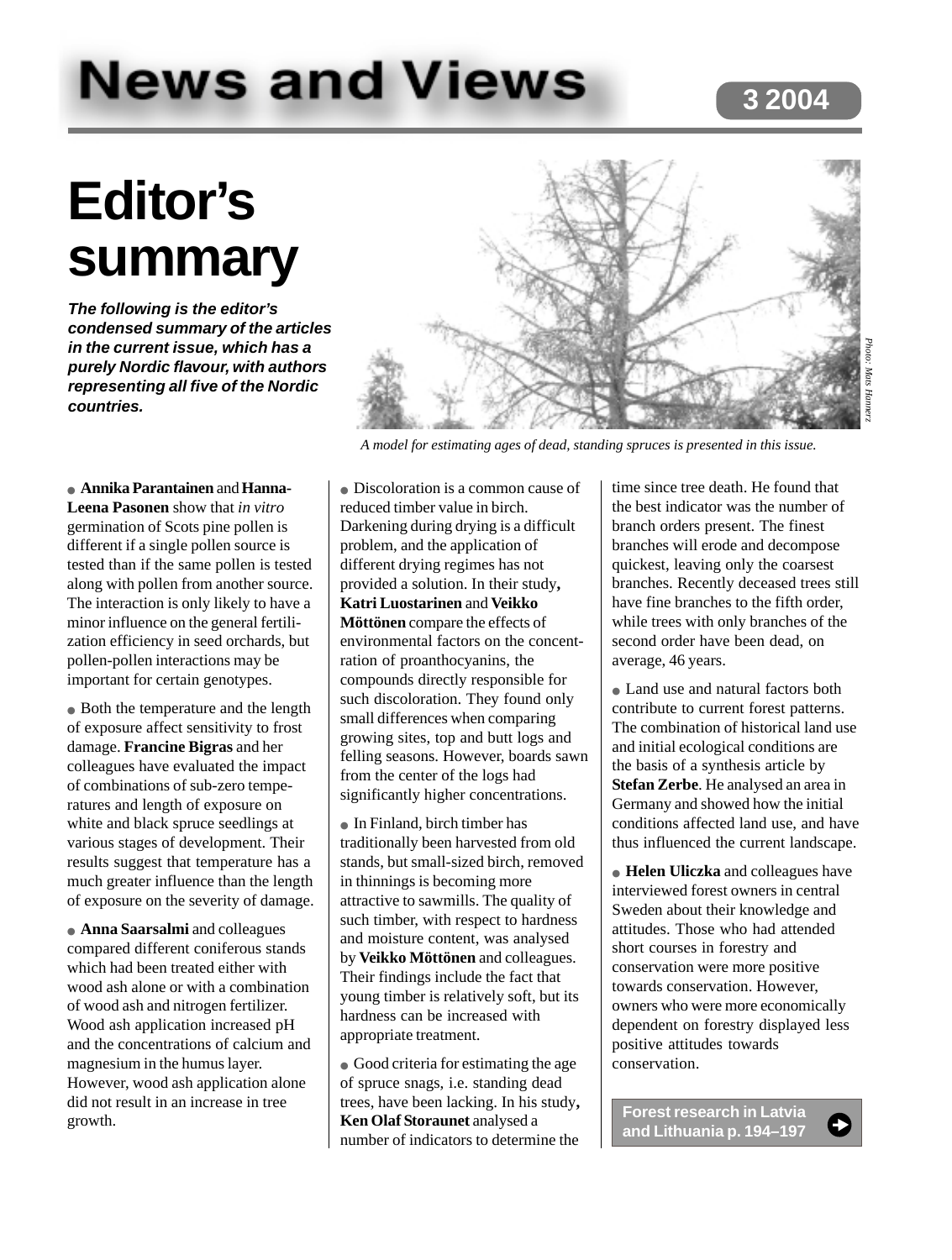# News and Views

3 2004

## Editor's summary

***The following is the editor's condensed summary of the articles in the current issue, which has a purely Nordic flavour, with authors representing all five of the Nordic countries.***

Photo: Mats Hannerz

*A model for estimating ages of dead, standing spruces is presented in this issue.*

● **Annika Parantainen** and **Hanna-Leena Pasonen** show that *in vitro* germination of Scots pine pollen is different if a single pollen source is tested than if the same pollen is tested along with pollen from another source. The interaction is only likely to have a minor influence on the general fertilization efficiency in seed orchards, but pollen-pollen interactions may be important for certain genotypes.

● Both the temperature and the length of exposure affect sensitivity to frost damage. **Francine Bigras** and her colleagues have evaluated the impact of combinations of sub-zero temperatures and length of exposure on white and black spruce seedlings at various stages of development. Their results suggest that temperature has a much greater influence than the length of exposure on the severity of damage.

● **Anna Saarsalmi** and colleagues compared different coniferous stands which had been treated either with wood ash alone or with a combination of wood ash and nitrogen fertilizer. Wood ash application increased pH and the concentrations of calcium and magnesium in the humus layer. However, wood ash application alone did not result in an increase in tree growth.

● Discoloration is a common cause of reduced timber value in birch. Darkening during drying is a difficult problem, and the application of different drying regimes has not provided a solution. In their study, **Katri Luostarinen** and **Veikko Möttönen** compare the effects of environmental factors on the concentration of proanthocyanins, the compounds directly responsible for such discoloration. They found only small differences when comparing growing sites, top and butt logs and felling seasons. However, boards sawn from the center of the logs had significantly higher concentrations.

● In Finland, birch timber has traditionally been harvested from old stands, but small-sized birch, removed in thinnings is becoming more attractive to sawmills. The quality of such timber, with respect to hardness and moisture content, was analysed by **Veikko Möttönen** and colleagues. Their findings include the fact that young timber is relatively soft, but its hardness can be increased with appropriate treatment.

● Good criteria for estimating the age of spruce snags, i.e. standing dead trees, have been lacking. In his study, **Ken Olaf Storaunet** analysed a number of indicators to determine the time since tree death. He found that the best indicator was the number of branch orders present. The finest branches will erode and decompose quickest, leaving only the coarsest branches. Recently deceased trees still have fine branches to the fifth order, while trees with only branches of the second order have been dead, on average, 46 years.

● Land use and natural factors both contribute to current forest patterns. The combination of historical land use and initial ecological conditions are the basis of a synthesis article by **Stefan Zerbe**. He analysed an area in Germany and showed how the initial conditions affected land use, and have thus influenced the current landscape.

● **Helen Uliczka** and colleagues have interviewed forest owners in central Sweden about their knowledge and attitudes. Those who had attended short courses in forestry and conservation were more positive towards conservation. However, owners who were more economically dependent on forestry displayed less positive attitudes towards conservation.

**Forest research in Latvia and Lithuania p. 194–197**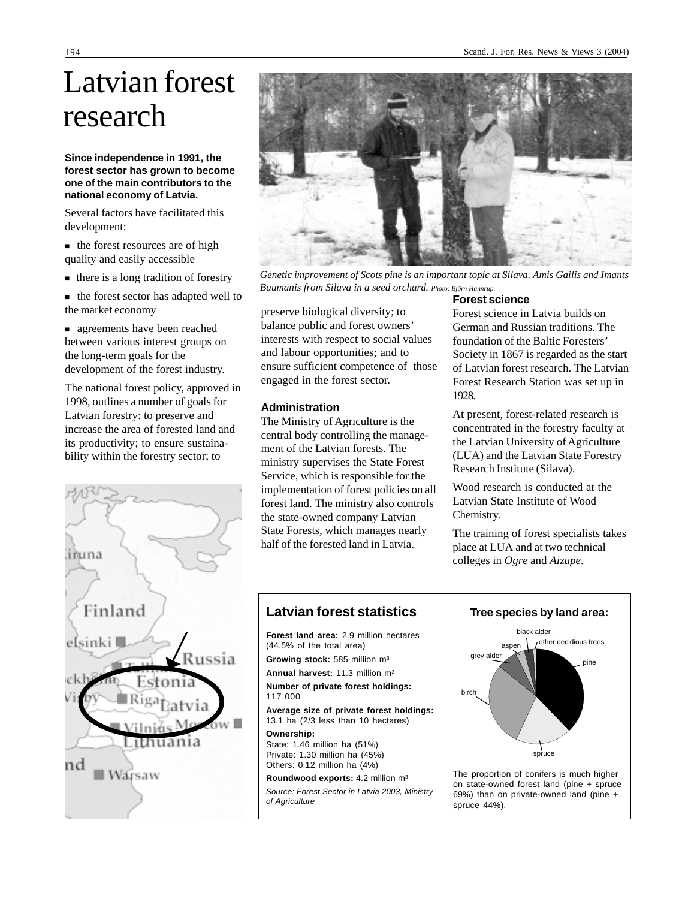# Latvian forest research

**Since independence in 1991, the forest sector has grown to become one of the main contributors to the national economy of Latvia.**

Several factors have facilitated this development:

- the forest resources are of high quality and easily accessible
- there is a long tradition of forestry
- the forest sector has adapted well to the market economy
- agreements have been reached between various interest groups on the long-term goals for the development of the forest industry.

The national forest policy, approved in 1998, outlines a number of goals for Latvian forestry: to preserve and increase the area of forested land and its productivity; to ensure sustainability within the forestry sector; to preserve biological diversity; to balance public and forest owners' interests with respect to social values and labour opportunities; and to ensure sufficient competence of those engaged in the forest sector.

*Genetic improvement of Scots pine is an important topic at Silava. Amis Gailis and Imants Baumanis from Silava in a seed orchard. Photo: Björn Hannrup.*

## Administration

The Ministry of Agriculture is the central body controlling the management of the Latvian forests. The ministry supervises the State Forest Service, which is responsible for the implementation of forest policies on all forest land. The ministry also controls the state-owned company Latvian State Forests, which manages nearly half of the forested land in Latvia.

## Forest science

Forest science in Latvia builds on German and Russian traditions. The foundation of the Baltic Foresters' Society in 1867 is regarded as the start of Latvian forest research. The Latvian Forest Research Station was set up in 1928.

At present, forest-related research is concentrated in the forestry faculty at the Latvian University of Agriculture (LUA) and the Latvian State Forestry Research Institute (Silava).

Wood research is conducted at the Latvian State Institute of Wood Chemistry.

The training of forest specialists takes place at LUA and at two technical colleges in *Ogre* and *Aizupe*.

## Latvian forest statistics

**Forest land area:** 2.9 million hectares (44.5% of the total area)

**Growing stock:** 585 million m³

**Annual harvest:** 11.3 million m³

**Number of private forest holdings:** 117.000

**Average size of private forest holdings:** 13.1 ha (2/3 less than 10 hectares)

**Ownership:**
State: 1.46 million ha (51%)
Private: 1.30 million ha (45%)
Others: 0.12 million ha (4%)

**Roundwood exports:** 4.2 million m³

*Source: Forest Sector in Latvia 2003, Ministry of Agriculture*

### Tree species by land area:

black alder, other decidious trees, aspen, grey alder, pine, birch, spruce

The proportion of conifers is much higher on state-owned forest land (pine + spruce 69%) than on private-owned land (pine + spruce 44%).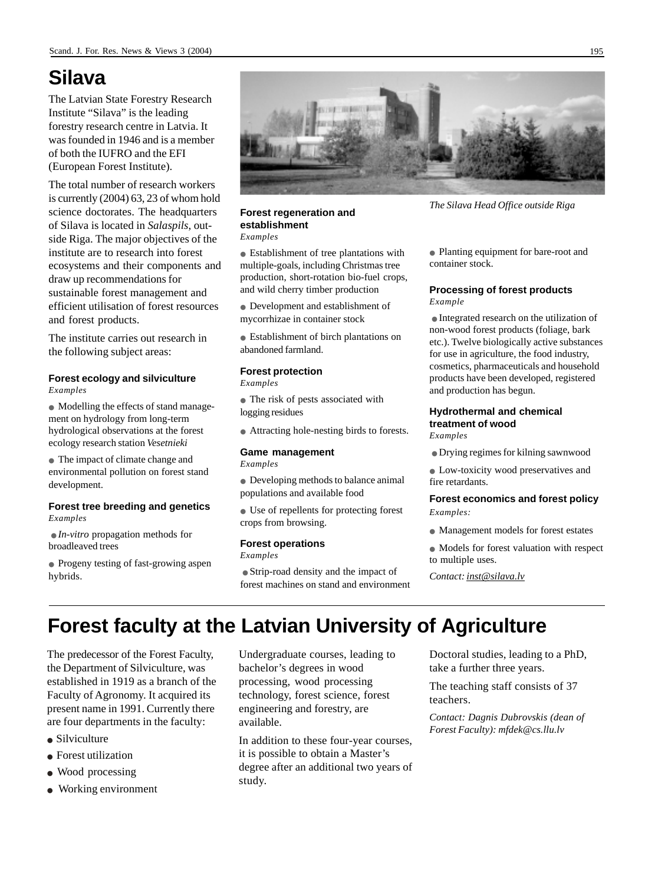# Silava

The Latvian State Forestry Research Institute "Silava" is the leading forestry research centre in Latvia. It was founded in 1946 and is a member of both the IUFRO and the EFI (European Forest Institute).

The total number of research workers is currently (2004) 63, 23 of whom hold science doctorates. The headquarters of Silava is located in *Salaspils*, outside Riga. The major objectives of the institute are to research into forest ecosystems and their components and draw up recommendations for sustainable forest management and efficient utilisation of forest resources and forest products.

The institute carries out research in the following subject areas:

*The Silava Head Office outside Riga*

### Forest ecology and silviculture

*Examples*

- Modelling the effects of stand management on hydrology from long-term hydrological observations at the forest ecology research station *Vesetnieki*
- The impact of climate change and environmental pollution on forest stand development.

### Forest tree breeding and genetics

*Examples*

- *In-vitro* propagation methods for broadleaved trees
- Progeny testing of fast-growing aspen hybrids.

### Forest regeneration and establishment

*Examples*

- Establishment of tree plantations with multiple-goals, including Christmas tree production, short-rotation bio-fuel crops, and wild cherry timber production
- Development and establishment of mycorrhizae in container stock
- Establishment of birch plantations on abandoned farmland.

### Forest protection

*Examples*

- The risk of pests associated with logging residues
- Attracting hole-nesting birds to forests.

### Game management

*Examples*

- Developing methods to balance animal populations and available food
- Use of repellents for protecting forest crops from browsing.

### Forest operations

*Examples*

- Strip-road density and the impact of forest machines on stand and environment
- Planting equipment for bare-root and container stock.

### Processing of forest products

*Example*

- Integrated research on the utilization of non-wood forest products (foliage, bark etc.). Twelve biologically active substances for use in agriculture, the food industry, cosmetics, pharmaceuticals and household products have been developed, registered and production has begun.

### Hydrothermal and chemical treatment of wood

*Examples*

- Drying regimes for kilning sawnwood
- Low-toxicity wood preservatives and fire retardants.

### Forest economics and forest policy

*Examples:*

- Management models for forest estates
- Models for forest valuation with respect to multiple uses.

*Contact: inst@silava.lv*

# Forest faculty at the Latvian University of Agriculture

The predecessor of the Forest Faculty, the Department of Silviculture, was established in 1919 as a branch of the Faculty of Agronomy. It acquired its present name in 1991. Currently there are four departments in the faculty:

- Silviculture
- Forest utilization
- Wood processing
- Working environment

Undergraduate courses, leading to bachelor's degrees in wood processing, wood processing technology, forest science, forest engineering and forestry, are available.

In addition to these four-year courses, it is possible to obtain a Master's degree after an additional two years of study.

Doctoral studies, leading to a PhD, take a further three years.

The teaching staff consists of 37 teachers.

*Contact: Dagnis Dubrovskis (dean of Forest Faculty): mfdek@cs.llu.lv*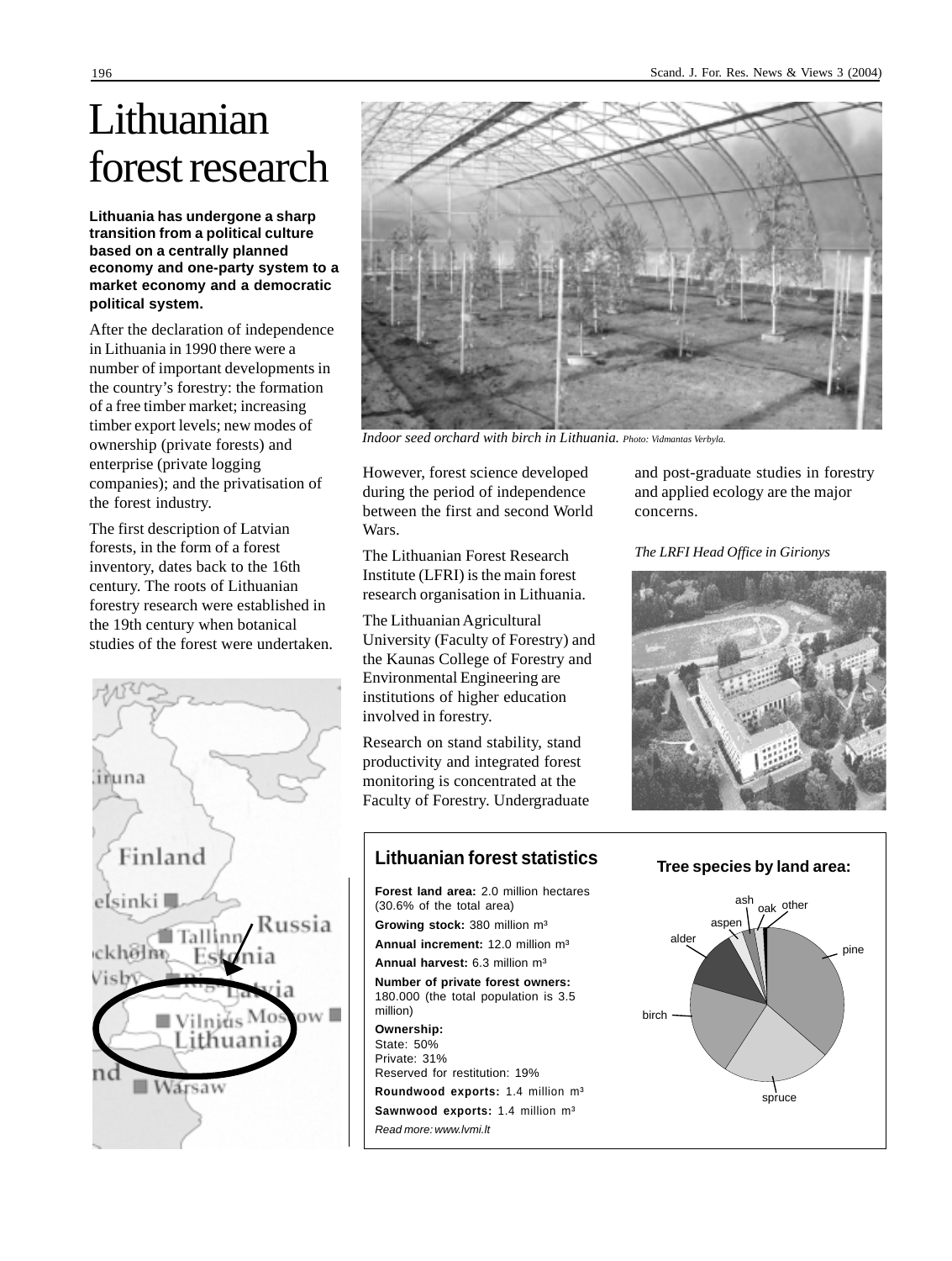# Lithuanian forest research

**Lithuania has undergone a sharp transition from a political culture based on a centrally planned economy and one-party system to a market economy and a democratic political system.**

After the declaration of independence in Lithuania in 1990 there were a number of important developments in the country's forestry: the formation of a free timber market; increasing timber export levels; new modes of ownership (private forests) and enterprise (private logging companies); and the privatisation of the forest industry.

The first description of Latvian forests, in the form of a forest inventory, dates back to the 16th century. The roots of Lithuanian forestry research were established in the 19th century when botanical studies of the forest were undertaken.

*Indoor seed orchard with birch in Lithuania. Photo: Vidmantas Verbyla.*

However, forest science developed during the period of independence between the first and second World Wars.

The Lithuanian Forest Research Institute (LFRI) is the main forest research organisation in Lithuania.

The Lithuanian Agricultural University (Faculty of Forestry) and the Kaunas College of Forestry and Environmental Engineering are institutions of higher education involved in forestry.

Research on stand stability, stand productivity and integrated forest monitoring is concentrated at the Faculty of Forestry. Undergraduate and post-graduate studies in forestry and applied ecology are the major concerns.

*The LRFI Head Office in Girionys*

## Lithuanian forest statistics

**Forest land area:** 2.0 million hectares (30.6% of the total area)

**Growing stock:** 380 million m³

**Annual increment:** 12.0 million m³

**Annual harvest:** 6.3 million m³

**Number of private forest owners:** 180.000 (the total population is 3.5 million)

**Ownership:**
State: 50%
Private: 31%
Reserved for restitution: 19%

**Roundwood exports:** 1.4 million m³

**Sawnwood exports:** 1.4 million m³

*Read more: www.lvmi.lt*

**Tree species by land area:**

pine, spruce, birch, alder, aspen, ash, oak, other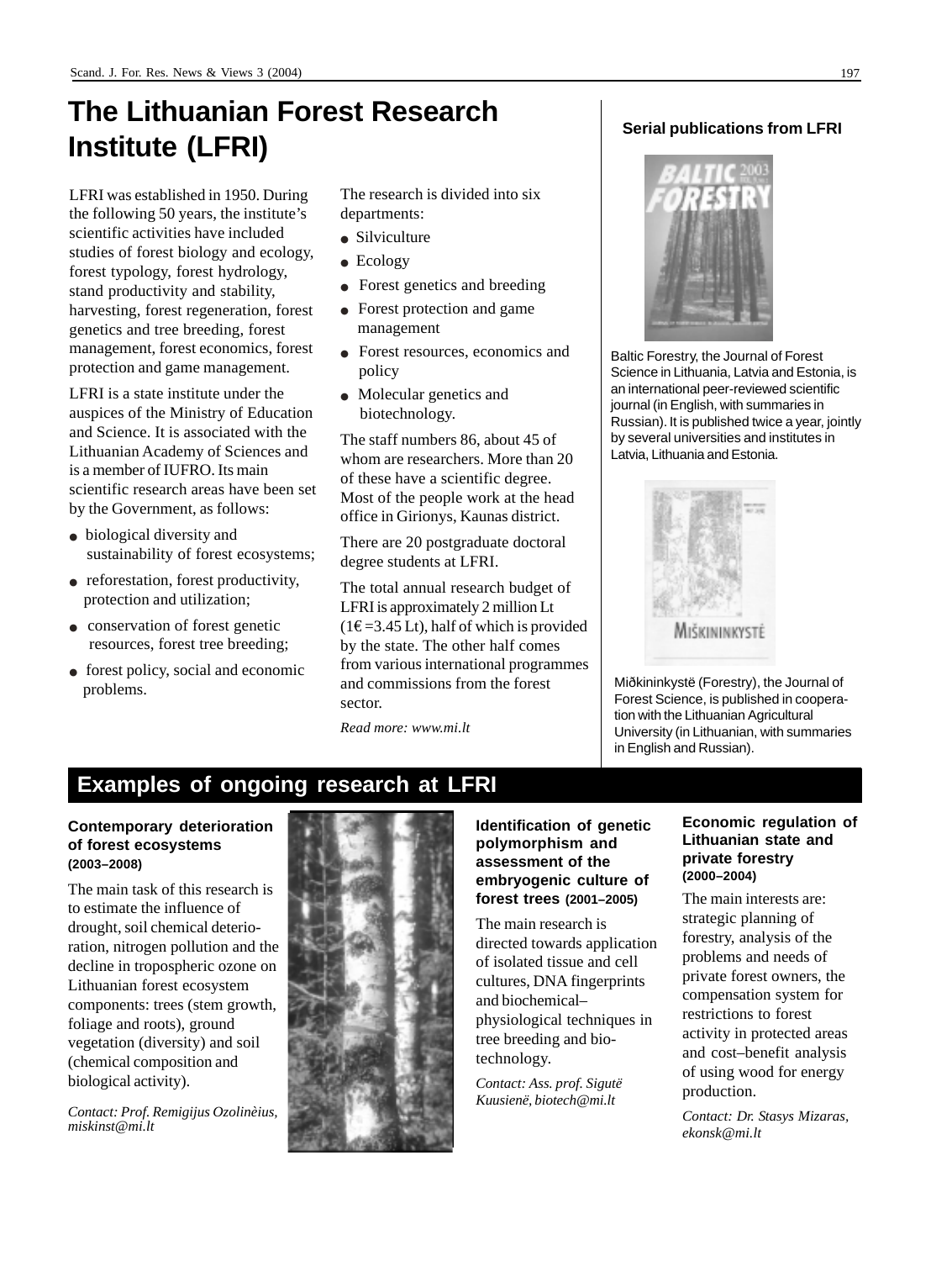# The Lithuanian Forest Research Institute (LFRI)

LFRI was established in 1950. During the following 50 years, the institute's scientific activities have included studies of forest biology and ecology, forest typology, forest hydrology, stand productivity and stability, harvesting, forest regeneration, forest genetics and tree breeding, forest management, forest economics, forest protection and game management.

LFRI is a state institute under the auspices of the Ministry of Education and Science. It is associated with the Lithuanian Academy of Sciences and is a member of IUFRO. Its main scientific research areas have been set by the Government, as follows:

- biological diversity and sustainability of forest ecosystems;
- reforestation, forest productivity, protection and utilization;
- conservation of forest genetic resources, forest tree breeding;
- forest policy, social and economic problems.

The research is divided into six departments:

- Silviculture
- Ecology
- Forest genetics and breeding
- Forest protection and game management
- Forest resources, economics and policy
- Molecular genetics and biotechnology.

The staff numbers 86, about 45 of whom are researchers. More than 20 of these have a scientific degree. Most of the people work at the head office in Girionys, Kaunas district.

There are 20 postgraduate doctoral degree students at LFRI.

The total annual research budget of LFRI is approximately 2 million Lt (1€ =3.45 Lt), half of which is provided by the state. The other half comes from various international programmes and commissions from the forest sector.

*Read more: www.mi.lt*

### Serial publications from LFRI

Baltic Forestry, the Journal of Forest Science in Lithuania, Latvia and Estonia, is an international peer-reviewed scientific journal (in English, with summaries in Russian). It is published twice a year, jointly by several universities and institutes in Latvia, Lithuania and Estonia.

Miðkininkystë (Forestry), the Journal of Forest Science, is published in cooperation with the Lithuanian Agricultural University (in Lithuanian, with summaries in English and Russian).

## Examples of ongoing research at LFRI

### Contemporary deterioration of forest ecosystems (2003–2008)

The main task of this research is to estimate the influence of drought, soil chemical deterioration, nitrogen pollution and the decline in tropospheric ozone on Lithuanian forest ecosystem components: trees (stem growth, foliage and roots), ground vegetation (diversity) and soil (chemical composition and biological activity).

*Contact: Prof. Remigijus Ozolinèius, miskinst@mi.lt*

### Identification of genetic polymorphism and assessment of the embryogenic culture of forest trees (2001–2005)

The main research is directed towards application of isolated tissue and cell cultures, DNA fingerprints and biochemical–physiological techniques in tree breeding and biotechnology.

*Contact: Ass. prof. Sigutë Kuusienë, biotech@mi.lt*

### Economic regulation of Lithuanian state and private forestry (2000–2004)

The main interests are: strategic planning of forestry, analysis of the problems and needs of private forest owners, the compensation system for restrictions to forest activity in protected areas and cost–benefit analysis of using wood for energy production.

*Contact: Dr. Stasys Mizaras, ekonsk@mi.lt*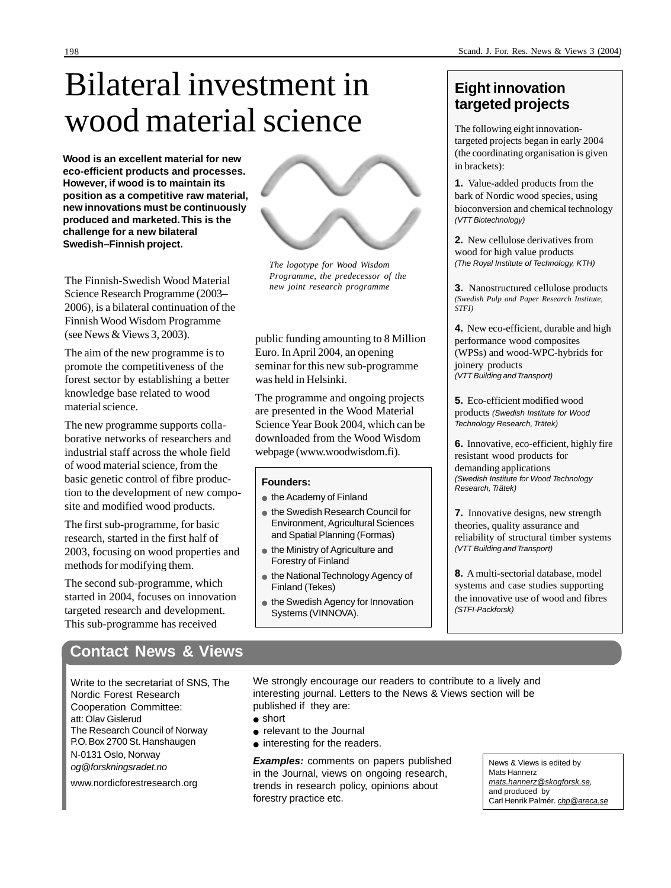# Bilateral investment in wood material science

**Wood is an excellent material for new eco-efficient products and processes. However, if wood is to maintain its position as a competitive raw material, new innovations must be continuously produced and marketed. This is the challenge for a new bilateral Swedish–Finnish project.**

*The logotype for Wood Wisdom Programme, the predecessor of the new joint research programme*

The Finnish-Swedish Wood Material Science Research Programme (2003–2006), is a bilateral continuation of the Finnish Wood Wisdom Programme (see News & Views 3, 2003).

The aim of the new programme is to promote the competitiveness of the forest sector by establishing a better knowledge base related to wood material science.

The new programme supports collaborative networks of researchers and industrial staff across the whole field of wood material science, from the basic genetic control of fibre production to the development of new composite and modified wood products.

The first sub-programme, for basic research, started in the first half of 2003, focusing on wood properties and methods for modifying them.

The second sub-programme, which started in 2004, focuses on innovation targeted research and development. This sub-programme has received public funding amounting to 8 Million Euro. In April 2004, an opening seminar for this new sub-programme was held in Helsinki.

The programme and ongoing projects are presented in the Wood Material Science Year Book 2004, which can be downloaded from the Wood Wisdom webpage (www.woodwisdom.fi).

**Founders:**

- the Academy of Finland
- the Swedish Research Council for Environment, Agricultural Sciences and Spatial Planning (Formas)
- the Ministry of Agriculture and Forestry of Finland
- the National Technology Agency of Finland (Tekes)
- the Swedish Agency for Innovation Systems (VINNOVA).

## Eight innovation targeted projects

The following eight innovation-targeted projects began in early 2004 (the coordinating organisation is given in brackets):

**1.** Value-added products from the bark of Nordic wood species, using bioconversion and chemical technology *(VTT Biotechnology)*

**2.** New cellulose derivatives from wood for high value products *(The Royal Institute of Technology, KTH)*

**3.** Nanostructured cellulose products *(Swedish Pulp and Paper Research Institute, STFI)*

**4.** New eco-efficient, durable and high performance wood composites (WPSs) and wood-WPC-hybrids for joinery products *(VTT Building and Transport)*

**5.** Eco-efficient modified wood products *(Swedish Institute for Wood Technology Research, Trätek)*

**6.** Innovative, eco-efficient, highly fire resistant wood products for demanding applications *(Swedish Institute for Wood Technology Research, Trätek)*

**7.** Innovative designs, new strength theories, quality assurance and reliability of structural timber systems *(VTT Building and Transport)*

**8.** A multi-sectorial database, model systems and case studies supporting the innovative use of wood and fibres *(STFI-Packforsk)*

## Contact News & Views

Write to the secretariat of SNS, The Nordic Forest Research Cooperation Committee:
att: Olav Gislerud
The Research Council of Norway
P.O. Box 2700 St. Hanshaugen
N-0131 Oslo, Norway
*og@forskningsradet.no*

www.nordicforestresearch.org

We strongly encourage our readers to contribute to a lively and interesting journal. Letters to the News & Views section will be published if they are:

- short
- relevant to the Journal
- interesting for the readers.

***Examples:*** comments on papers published in the Journal, views on ongoing research, trends in research policy, opinions about forestry practice etc.

News & Views is edited by Mats Hannerz
*mats.hannerz@skogforsk.se*,
and produced by
Carl Henrik Palmér. *chp@areca.se*